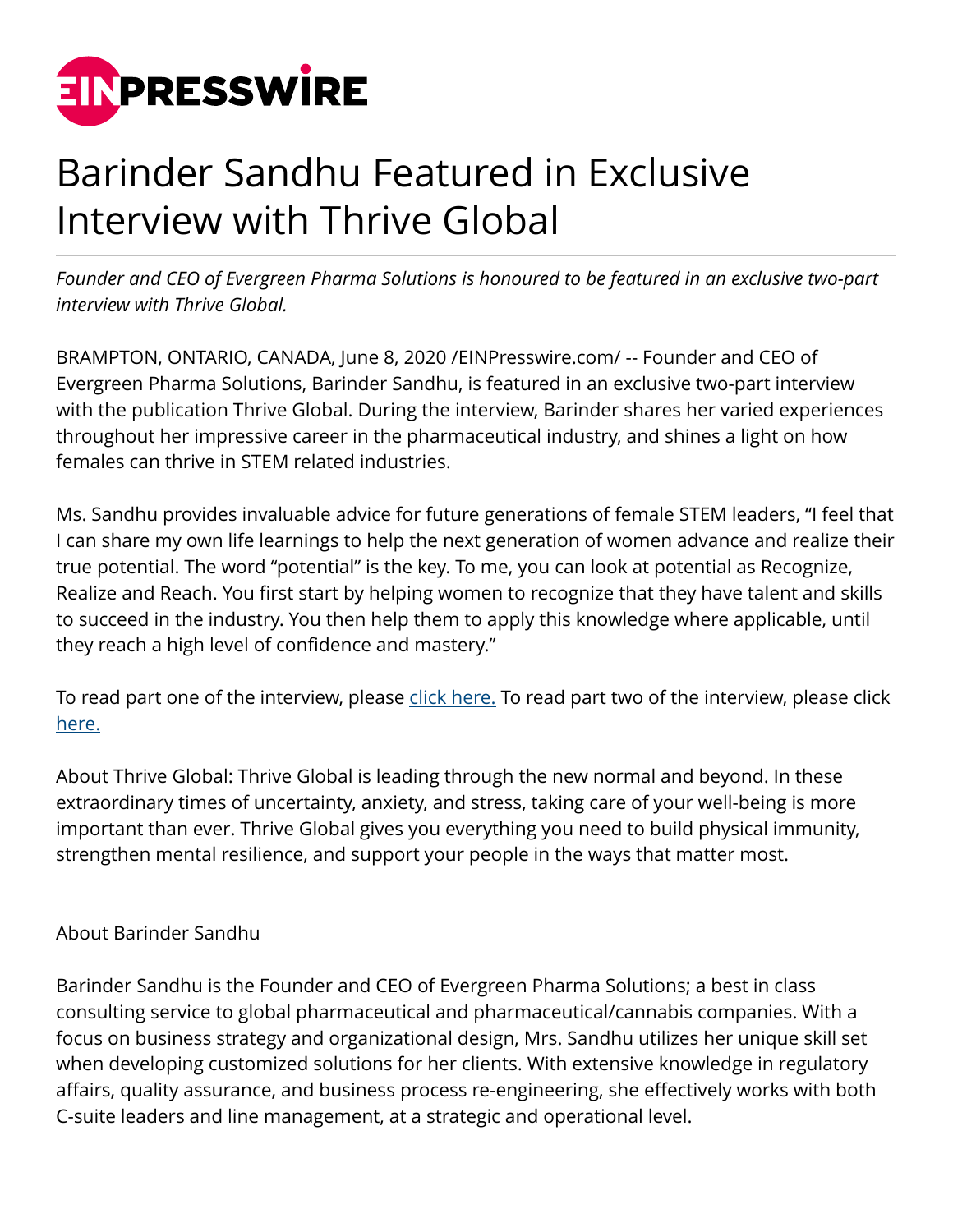# Barinder Sandhu Featured in Exclusive Interview with Thrive Global

*Founder and CEO of Evergreen Pharma Solutions is honoured to be featured in an exclusive two-part interview with Thrive Global.*

BRAMPTON, ONTARIO, CANADA, June 8, 2020 /EINPresswire.com/ -- Founder and CEO of Evergreen Pharma Solutions, Barinder Sandhu, is featured in an exclusive two-part interview with the publication Thrive Global. During the interview, Barinder shares her varied experiences throughout her impressive career in the pharmaceutical industry, and shines a light on how females can thrive in STEM related industries.

Ms. Sandhu provides invaluable advice for future generations of female STEM leaders, "I feel that I can share my own life learnings to help the next generation of women advance and realize their true potential. The word "potential" is the key. To me, you can look at potential as Recognize, Realize and Reach. You first start by helping women to recognize that they have talent and skills to succeed in the industry. You then help them to apply this knowledge where applicable, until they reach a high level of confidence and mastery."

To read part one of the interview, please click here. To read part two of the interview, please click here.

About Thrive Global: Thrive Global is leading through the new normal and beyond. In these extraordinary times of uncertainty, anxiety, and stress, taking care of your well-being is more important than ever. Thrive Global gives you everything you need to build physical immunity, strengthen mental resilience, and support your people in the ways that matter most.

About Barinder Sandhu

Barinder Sandhu is the Founder and CEO of Evergreen Pharma Solutions; a best in class consulting service to global pharmaceutical and pharmaceutical/cannabis companies. With a focus on business strategy and organizational design, Mrs. Sandhu utilizes her unique skill set when developing customized solutions for her clients. With extensive knowledge in regulatory affairs, quality assurance, and business process re-engineering, she effectively works with both C-suite leaders and line management, at a strategic and operational level.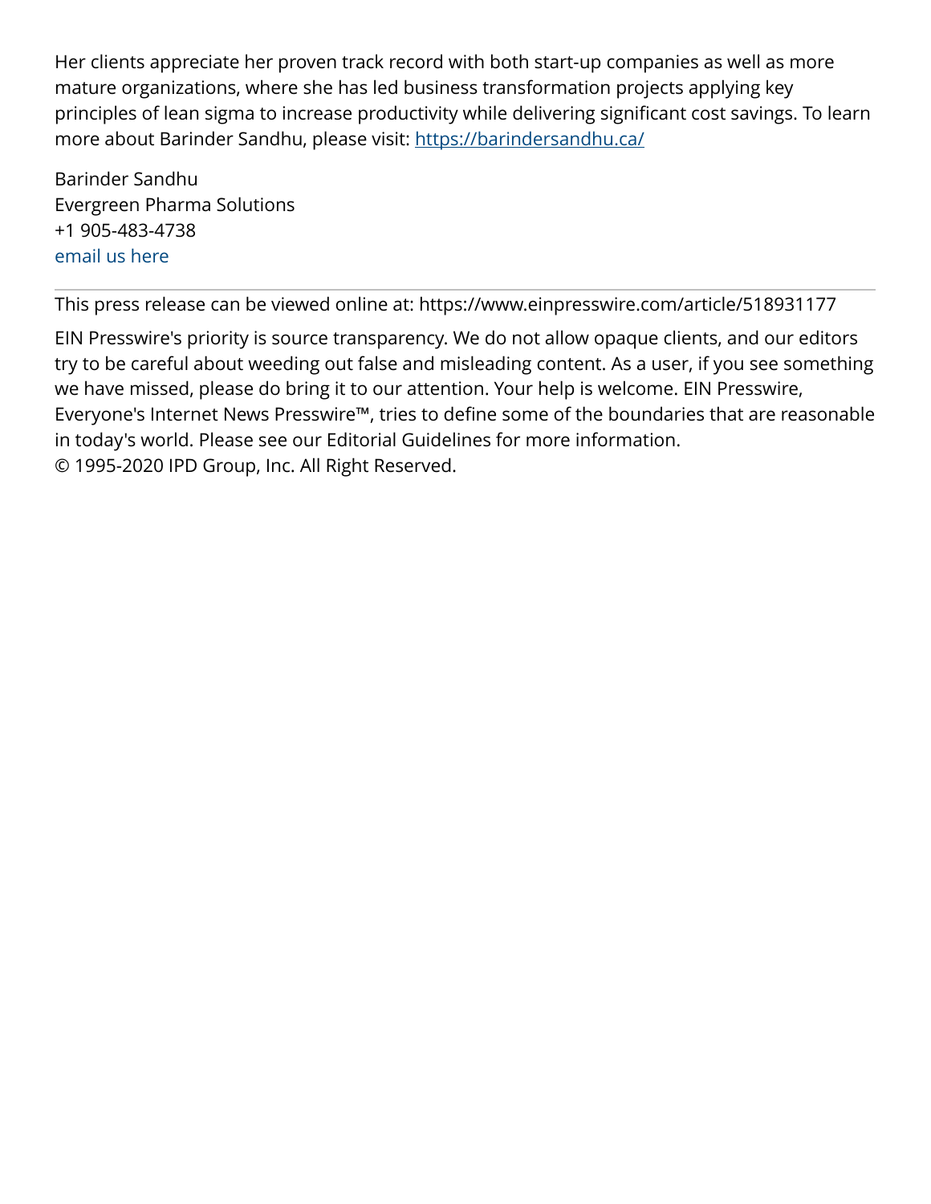Her clients appreciate her proven track record with both start-up companies as well as more mature organizations, where she has led business transformation projects applying key principles of lean sigma to increase productivity while delivering significant cost savings. To learn more about Barinder Sandhu, please visit: [https://barindersandhu.ca/](https://barindersandhu.ca/)

Barinder Sandhu
Evergreen Pharma Solutions
+1 905-483-4738
email us here

---

This press release can be viewed online at: https://www.einpresswire.com/article/518931177

EIN Presswire's priority is source transparency. We do not allow opaque clients, and our editors try to be careful about weeding out false and misleading content. As a user, if you see something we have missed, please do bring it to our attention. Your help is welcome. EIN Presswire, Everyone's Internet News Presswire™, tries to define some of the boundaries that are reasonable in today's world. Please see our Editorial Guidelines for more information.
© 1995-2020 IPD Group, Inc. All Right Reserved.